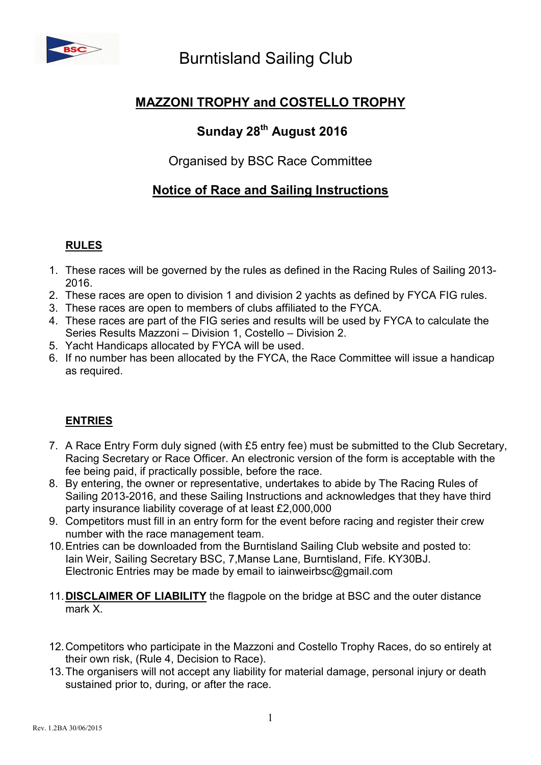# Burntisland Sailing Club

## MAZZONI TROPHY and COSTELLO TROPHY

## Sunday 28th August 2016

Organised by BSC Race Committee

## Notice of Race and Sailing Instructions

### RULES

1. These races will be governed by the rules as defined in the Racing Rules of Sailing 2013-2016.
2. These races are open to division 1 and division 2 yachts as defined by FYCA FIG rules.
3. These races are open to members of clubs affiliated to the FYCA.
4. These races are part of the FIG series and results will be used by FYCA to calculate the Series Results Mazzoni – Division 1, Costello – Division 2.
5. Yacht Handicaps allocated by FYCA will be used.
6. If no number has been allocated by the FYCA, the Race Committee will issue a handicap as required.

### ENTRIES

7. A Race Entry Form duly signed (with £5 entry fee) must be submitted to the Club Secretary, Racing Secretary or Race Officer. An electronic version of the form is acceptable with the fee being paid, if practically possible, before the race.
8. By entering, the owner or representative, undertakes to abide by The Racing Rules of Sailing 2013-2016, and these Sailing Instructions and acknowledges that they have third party insurance liability coverage of at least £2,000,000
9. Competitors must fill in an entry form for the event before racing and register their crew number with the race management team.
10. Entries can be downloaded from the Burntisland Sailing Club website and posted to: Iain Weir, Sailing Secretary BSC, 7,Manse Lane, Burntisland, Fife. KY30BJ. Electronic Entries may be made by email to iainweirbsc@gmail.com
11. **DISCLAIMER OF LIABILITY** the flagpole on the bridge at BSC and the outer distance mark X.
12. Competitors who participate in the Mazzoni and Costello Trophy Races, do so entirely at their own risk, (Rule 4, Decision to Race).
13. The organisers will not accept any liability for material damage, personal injury or death sustained prior to, during, or after the race.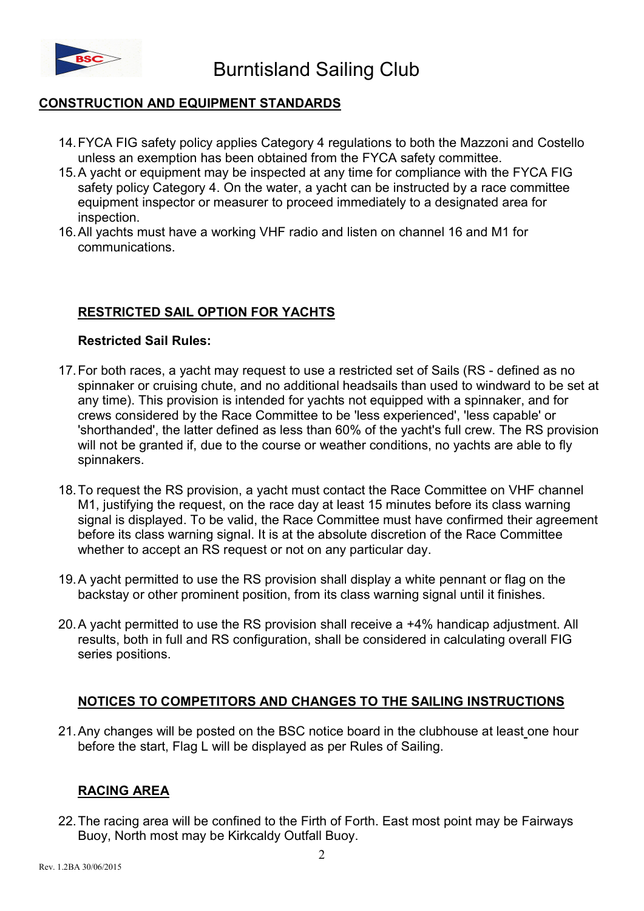## CONSTRUCTION AND EQUIPMENT STANDARDS

14. FYCA FIG safety policy applies Category 4 regulations to both the Mazzoni and Costello unless an exemption has been obtained from the FYCA safety committee.
15. A yacht or equipment may be inspected at any time for compliance with the FYCA FIG safety policy Category 4. On the water, a yacht can be instructed by a race committee equipment inspector or measurer to proceed immediately to a designated area for inspection.
16. All yachts must have a working VHF radio and listen on channel 16 and M1 for communications.

## RESTRICTED SAIL OPTION FOR YACHTS

**Restricted Sail Rules:**

17. For both races, a yacht may request to use a restricted set of Sails (RS - defined as no spinnaker or cruising chute, and no additional headsails than used to windward to be set at any time). This provision is intended for yachts not equipped with a spinnaker, and for crews considered by the Race Committee to be 'less experienced', 'less capable' or 'shorthanded', the latter defined as less than 60% of the yacht's full crew. The RS provision will not be granted if, due to the course or weather conditions, no yachts are able to fly spinnakers.

18. To request the RS provision, a yacht must contact the Race Committee on VHF channel M1, justifying the request, on the race day at least 15 minutes before its class warning signal is displayed. To be valid, the Race Committee must have confirmed their agreement before its class warning signal. It is at the absolute discretion of the Race Committee whether to accept an RS request or not on any particular day.

19. A yacht permitted to use the RS provision shall display a white pennant or flag on the backstay or other prominent position, from its class warning signal until it finishes.

20. A yacht permitted to use the RS provision shall receive a +4% handicap adjustment. All results, both in full and RS configuration, shall be considered in calculating overall FIG series positions.

## NOTICES TO COMPETITORS AND CHANGES TO THE SAILING INSTRUCTIONS

21. Any changes will be posted on the BSC notice board in the clubhouse at least one hour before the start, Flag L will be displayed as per Rules of Sailing.

## RACING AREA

22. The racing area will be confined to the Firth of Forth. East most point may be Fairways Buoy, North most may be Kirkcaldy Outfall Buoy.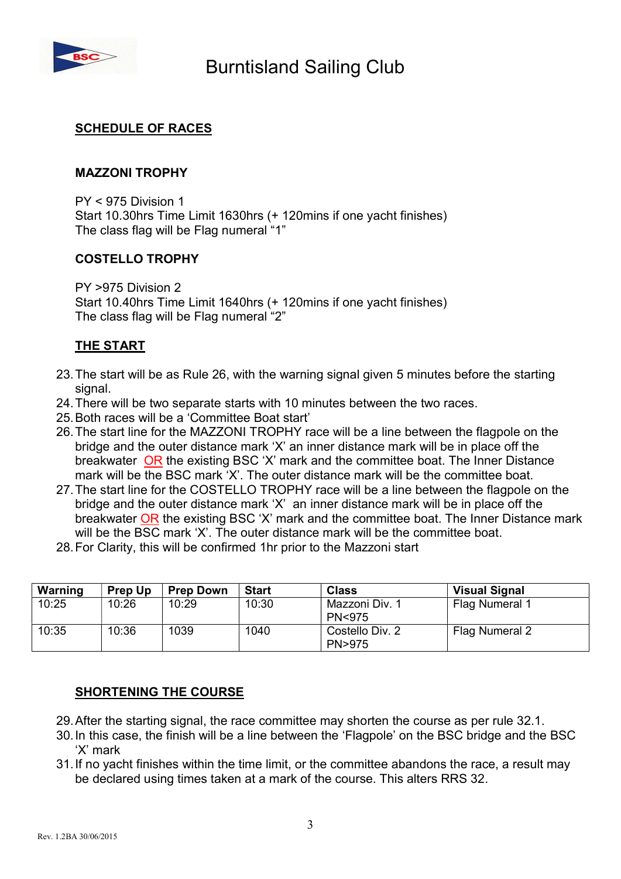# Burntisland Sailing Club

## SCHEDULE OF RACES

### MAZZONI TROPHY

PY < 975 Division 1
Start 10.30hrs Time Limit 1630hrs (+ 120mins if one yacht finishes)
The class flag will be Flag numeral "1"

### COSTELLO TROPHY

PY >975 Division 2
Start 10.40hrs Time Limit 1640hrs (+ 120mins if one yacht finishes)
The class flag will be Flag numeral "2"

## THE START

23. The start will be as Rule 26, with the warning signal given 5 minutes before the starting signal.
24. There will be two separate starts with 10 minutes between the two races.
25. Both races will be a 'Committee Boat start'
26. The start line for the MAZZONI TROPHY race will be a line between the flagpole on the bridge and the outer distance mark 'X' an inner distance mark will be in place off the breakwater OR the existing BSC 'X' mark and the committee boat. The Inner Distance mark will be the BSC mark 'X'. The outer distance mark will be the committee boat.
27. The start line for the COSTELLO TROPHY race will be a line between the flagpole on the bridge and the outer distance mark 'X' an inner distance mark will be in place off the breakwater OR the existing BSC 'X' mark and the committee boat. The Inner Distance mark will be the BSC mark 'X'. The outer distance mark will be the committee boat.
28. For Clarity, this will be confirmed 1hr prior to the Mazzoni start

| Warning | Prep Up | Prep Down | Start | Class | Visual Signal |
|---|---|---|---|---|---|
| 10:25 | 10:26 | 10:29 | 10:30 | Mazzoni Div. 1 PN<975 | Flag Numeral 1 |
| 10:35 | 10:36 | 1039 | 1040 | Costello Div. 2 PN>975 | Flag Numeral 2 |

## SHORTENING THE COURSE

29. After the starting signal, the race committee may shorten the course as per rule 32.1.
30. In this case, the finish will be a line between the 'Flagpole' on the BSC bridge and the BSC 'X' mark
31. If no yacht finishes within the time limit, or the committee abandons the race, a result may be declared using times taken at a mark of the course. This alters RRS 32.

Rev. 1.2BA 30/06/2015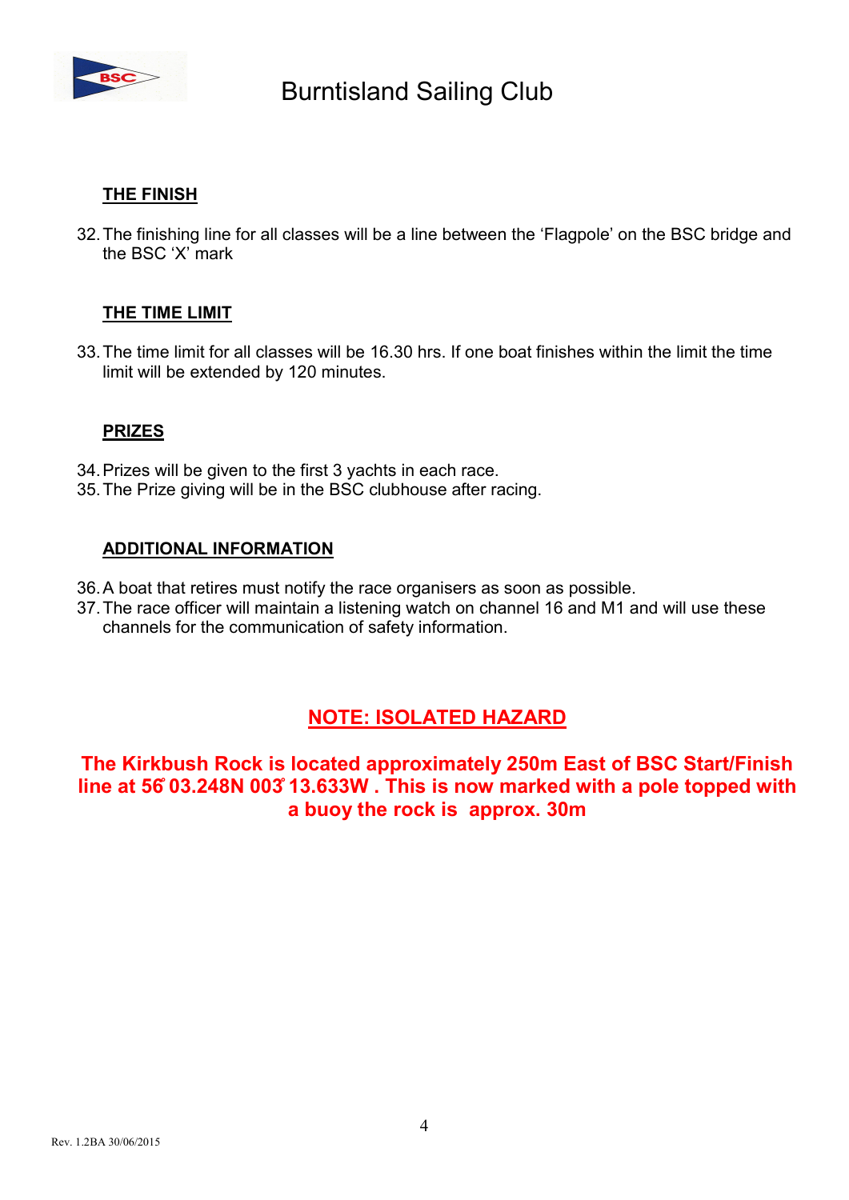## THE FINISH

32. The finishing line for all classes will be a line between the 'Flagpole' on the BSC bridge and the BSC 'X' mark

## THE TIME LIMIT

33. The time limit for all classes will be 16.30 hrs. If one boat finishes within the limit the time limit will be extended by 120 minutes.

## PRIZES

34. Prizes will be given to the first 3 yachts in each race.
35. The Prize giving will be in the BSC clubhouse after racing.

## ADDITIONAL INFORMATION

36. A boat that retires must notify the race organisers as soon as possible.
37. The race officer will maintain a listening watch on channel 16 and M1 and will use these channels for the communication of safety information.

## NOTE: ISOLATED HAZARD

**The Kirkbush Rock is located approximately 250m East of BSC Start/Finish line at 56° 03.248N 003° 13.633W . This is now marked with a pole topped with a buoy the rock is approx. 30m**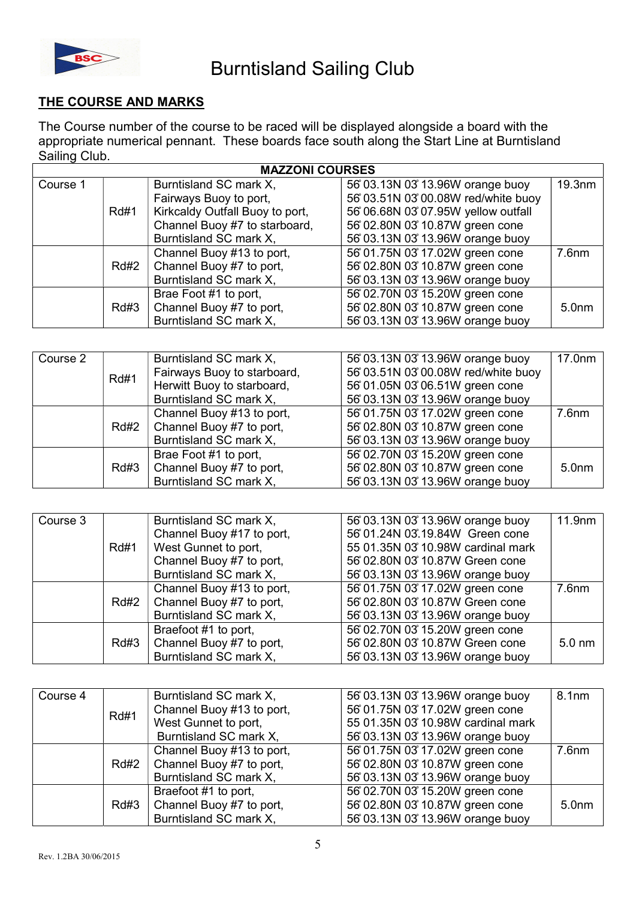# Burntisland Sailing Club

## THE COURSE AND MARKS

The Course number of the course to be raced will be displayed alongside a board with the appropriate numerical pennant. These boards face south along the Start Line at Burntisland Sailing Club.

| MAZZONI COURSES | | | | |
|---|---|---|---|---|
| Course 1 | Rd#1 | Burntisland SC mark X,<br>Fairways Buoy to port,<br>Kirkcaldy Outfall Buoy to port,<br>Channel Buoy #7 to starboard,<br>Burntisland SC mark X, | 56 03.13N 03 13.96W orange buoy<br>56 03.51N 03 00.08W red/white buoy<br>56 06.68N 03 07.95W yellow outfall<br>56 02.80N 03 10.87W green cone<br>56 03.13N 03 13.96W orange buoy | 19.3nm |
| | Rd#2 | Channel Buoy #13 to port,<br>Channel Buoy #7 to port,<br>Burntisland SC mark X, | 56 01.75N 03 17.02W green cone<br>56 02.80N 03 10.87W green cone<br>56 03.13N 03 13.96W orange buoy | 7.6nm |
| | Rd#3 | Brae Foot #1 to port,<br>Channel Buoy #7 to port,<br>Burntisland SC mark X, | 56 02.70N 03 15.20W green cone<br>56 02.80N 03 10.87W green cone<br>56 03.13N 03 13.96W orange buoy | 5.0nm |

| Course 2 | Rd#1 | Burntisland SC mark X,<br>Fairways Buoy to starboard,<br>Herwitt Buoy to starboard,<br>Burntisland SC mark X, | 56 03.13N 03 13.96W orange buoy<br>56 03.51N 03 00.08W red/white buoy<br>56 01.05N 03 06.51W green cone<br>56 03.13N 03 13.96W orange buoy | 17.0nm |
|---|---|---|---|---|
| | Rd#2 | Channel Buoy #13 to port,<br>Channel Buoy #7 to port,<br>Burntisland SC mark X, | 56 01.75N 03 17.02W green cone<br>56 02.80N 03 10.87W green cone<br>56 03.13N 03 13.96W orange buoy | 7.6nm |
| | Rd#3 | Brae Foot #1 to port,<br>Channel Buoy #7 to port,<br>Burntisland SC mark X, | 56 02.70N 03 15.20W green cone<br>56 02.80N 03 10.87W green cone<br>56 03.13N 03 13.96W orange buoy | 5.0nm |

| Course 3 | Rd#1 | Burntisland SC mark X,<br>Channel Buoy #17 to port,<br>West Gunnet to port,<br>Channel Buoy #7 to port,<br>Burntisland SC mark X, | 56 03.13N 03 13.96W orange buoy<br>56 01.24N 03.19.84W Green cone<br>55 01.35N 03 10.98W cardinal mark<br>56 02.80N 03 10.87W Green cone<br>56 03.13N 03 13.96W orange buoy | 11.9nm |
|---|---|---|---|---|
| | Rd#2 | Channel Buoy #13 to port,<br>Channel Buoy #7 to port,<br>Burntisland SC mark X, | 56 01.75N 03 17.02W green cone<br>56 02.80N 03 10.87W Green cone<br>56 03.13N 03 13.96W orange buoy | 7.6nm |
| | Rd#3 | Braefoot #1 to port,<br>Channel Buoy #7 to port,<br>Burntisland SC mark X, | 56 02.70N 03 15.20W green cone<br>56 02.80N 03 10.87W Green cone<br>56 03.13N 03 13.96W orange buoy | 5.0 nm |

| Course 4 | Rd#1 | Burntisland SC mark X,<br>Channel Buoy #13 to port,<br>West Gunnet to port,<br>Burntisland SC mark X, | 56 03.13N 03 13.96W orange buoy<br>56 01.75N 03 17.02W green cone<br>55 01.35N 03 10.98W cardinal mark<br>56 03.13N 03 13.96W orange buoy | 8.1nm |
|---|---|---|---|---|
| | Rd#2 | Channel Buoy #13 to port,<br>Channel Buoy #7 to port,<br>Burntisland SC mark X, | 56 01.75N 03 17.02W green cone<br>56 02.80N 03 10.87W green cone<br>56 03.13N 03 13.96W orange buoy | 7.6nm |
| | Rd#3 | Braefoot #1 to port,<br>Channel Buoy #7 to port,<br>Burntisland SC mark X, | 56 02.70N 03 15.20W green cone<br>56 02.80N 03 10.87W green cone<br>56 03.13N 03 13.96W orange buoy | 5.0nm |

Rev. 1.2BA 30/06/2015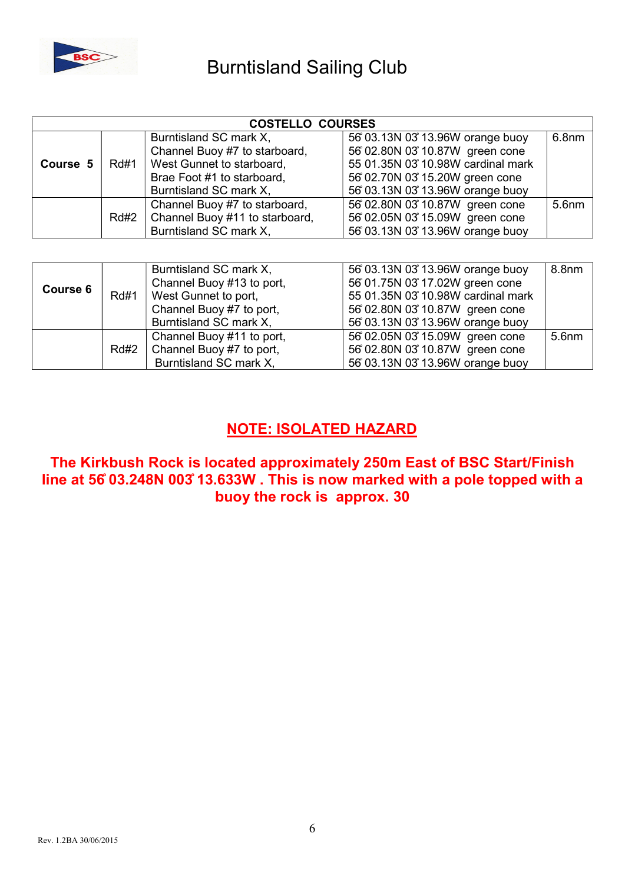# Burntisland Sailing Club

| COSTELLO COURSES | | | | |
|---|---|---|---|---|
| **Course 5** | Rd#1 | Burntisland SC mark X,<br>Channel Buoy #7 to starboard,<br>West Gunnet to starboard,<br>Brae Foot #1 to starboard,<br>Burntisland SC mark X, | 56̊ 03.13N 03̊ 13.96W orange buoy<br>56̊ 02.80N 03̊ 10.87W green cone<br>55 01.35N 03̊ 10.98W cardinal mark<br>56̊ 02.70N 03̊ 15.20W green cone<br>56̊ 03.13N 03̊ 13.96W orange buoy | 6.8nm |
| | Rd#2 | Channel Buoy #7 to starboard,<br>Channel Buoy #11 to starboard,<br>Burntisland SC mark X, | 56̊ 02.80N 03̊ 10.87W green cone<br>56̊ 02.05N 03̊ 15.09W green cone<br>56̊ 03.13N 03̊ 13.96W orange buoy | 5.6nm |

| | | | | |
|---|---|---|---|---|
| **Course 6** | Rd#1 | Burntisland SC mark X,<br>Channel Buoy #13 to port,<br>West Gunnet to port,<br>Channel Buoy #7 to port,<br>Burntisland SC mark X, | 56̊ 03.13N 03̊ 13.96W orange buoy<br>56̊ 01.75N 03̊ 17.02W green cone<br>55 01.35N 03̊ 10.98W cardinal mark<br>56̊ 02.80N 03̊ 10.87W green cone<br>56̊ 03.13N 03̊ 13.96W orange buoy | 8.8nm |
| | Rd#2 | Channel Buoy #11 to port,<br>Channel Buoy #7 to port,<br>Burntisland SC mark X, | 56̊ 02.05N 03̊ 15.09W green cone<br>56̊ 02.80N 03̊ 10.87W green cone<br>56̊ 03.13N 03̊ 13.96W orange buoy | 5.6nm |

## NOTE: ISOLATED HAZARD

**The Kirkbush Rock is located approximately 250m East of BSC Start/Finish line at 56̊ 03.248N 003̊ 13.633W . This is now marked with a pole topped with a buoy the rock is approx. 30**

Rev. 1.2BA 30/06/2015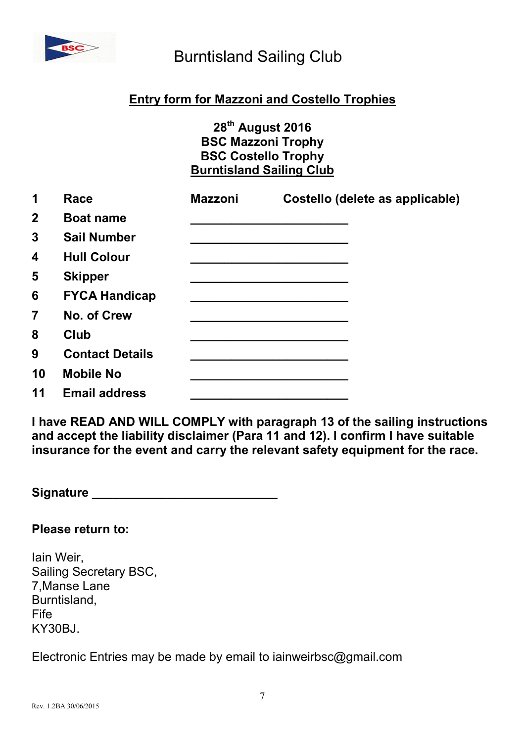# Burntisland Sailing Club

## Entry form for Mazzoni and Costello Trophies

**28th August 2016**
**BSC Mazzoni Trophy**
**BSC Costello Trophy**
**Burntisland Sailing Club**

| | | |
|---|---|---|
| **1** | **Race** | **Mazzoni Costello (delete as applicable)** |
| **2** | **Boat name** | ________________________ |
| **3** | **Sail Number** | ________________________ |
| **4** | **Hull Colour** | ________________________ |
| **5** | **Skipper** | ________________________ |
| **6** | **FYCA Handicap** | ________________________ |
| **7** | **No. of Crew** | ________________________ |
| **8** | **Club** | ________________________ |
| **9** | **Contact Details** | ________________________ |
| **10** | **Mobile No** | ________________________ |
| **11** | **Email address** | ________________________ |

**I have READ AND WILL COMPLY with paragraph 13 of the sailing instructions and accept the liability disclaimer (Para 11 and 12). I confirm I have suitable insurance for the event and carry the relevant safety equipment for the race.**

**Signature ____________________________**

**Please return to:**

Iain Weir,
Sailing Secretary BSC,
7,Manse Lane
Burntisland,
Fife
KY30BJ.

Electronic Entries may be made by email to iainweirbsc@gmail.com

Rev. 1.2BA 30/06/2015